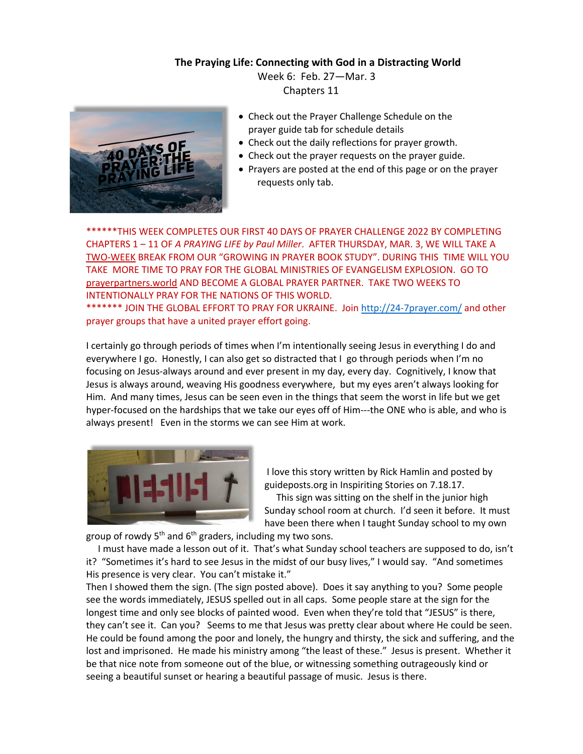**The Praying Life: Connecting with God in a Distracting World**

Week 6: Feb. 27—Mar. 3

Chapters 11

- Check out the Prayer Challenge Schedule on the prayer guide tab for schedule details
- Check out the daily reflections for prayer growth.
- Check out the prayer requests on the prayer guide.
- Prayers are posted at the end of this page or on the prayer requests only tab.

******THIS WEEK COMPLETES OUR FIRST 40 DAYS OF PRAYER CHALLENGE 2022 BY COMPLETING CHAPTERS 1 – 11 OF *A PRAYING LIFE by Paul Miller*. AFTER THURSDAY, MAR. 3, WE WILL TAKE A TWO-WEEK BREAK FROM OUR "GROWING IN PRAYER BOOK STUDY". DURING THIS TIME WILL YOU TAKE MORE TIME TO PRAY FOR THE GLOBAL MINISTRIES OF EVANGELISM EXPLOSION. GO TO prayerpartners.world AND BECOME A GLOBAL PRAYER PARTNER. TAKE TWO WEEKS TO INTENTIONALLY PRAY FOR THE NATIONS OF THIS WORLD.

******* JOIN THE GLOBAL EFFORT TO PRAY FOR UKRAINE. Join http://24-7prayer.com/ and other prayer groups that have a united prayer effort going.

I certainly go through periods of times when I'm intentionally seeing Jesus in everything I do and everywhere I go. Honestly, I can also get so distracted that I go through periods when I'm no focusing on Jesus-always around and ever present in my day, every day. Cognitively, I know that Jesus is always around, weaving His goodness everywhere, but my eyes aren't always looking for Him. And many times, Jesus can be seen even in the things that seem the worst in life but we get hyper-focused on the hardships that we take our eyes off of Him---the ONE who is able, and who is always present! Even in the storms we can see Him at work.

I love this story written by Rick Hamlin and posted by guideposts.org in Inspiriting Stories on 7.18.17.

This sign was sitting on the shelf in the junior high Sunday school room at church. I'd seen it before. It must have been there when I taught Sunday school to my own group of rowdy 5th and 6th graders, including my two sons.

I must have made a lesson out of it. That's what Sunday school teachers are supposed to do, isn't it? "Sometimes it's hard to see Jesus in the midst of our busy lives," I would say. "And sometimes His presence is very clear. You can't mistake it."

Then I showed them the sign. (The sign posted above). Does it say anything to you? Some people see the words immediately, JESUS spelled out in all caps. Some people stare at the sign for the longest time and only see blocks of painted wood. Even when they're told that "JESUS" is there, they can't see it. Can you? Seems to me that Jesus was pretty clear about where He could be seen. He could be found among the poor and lonely, the hungry and thirsty, the sick and suffering, and the lost and imprisoned. He made his ministry among "the least of these." Jesus is present. Whether it be that nice note from someone out of the blue, or witnessing something outrageously kind or seeing a beautiful sunset or hearing a beautiful passage of music. Jesus is there.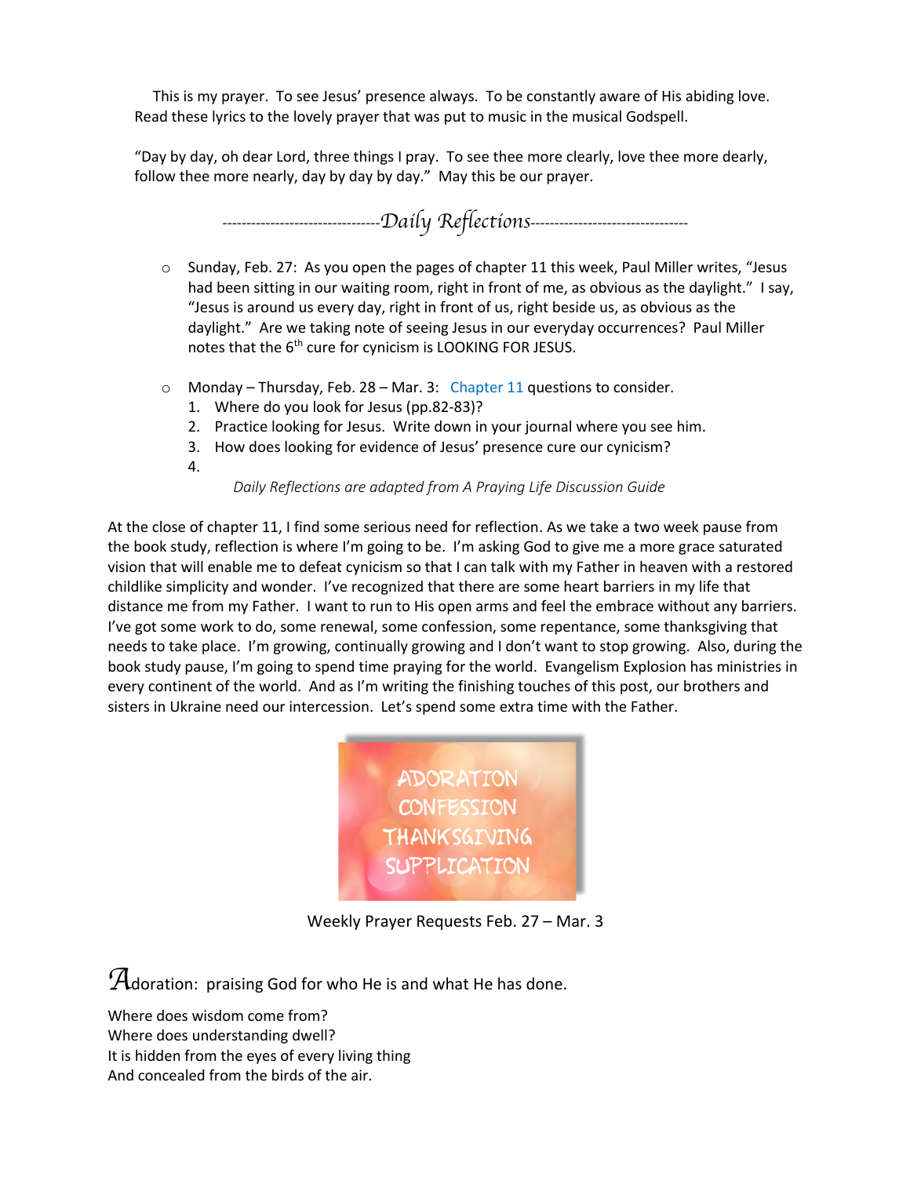This is my prayer. To see Jesus' presence always. To be constantly aware of His abiding love. Read these lyrics to the lovely prayer that was put to music in the musical Godspell.

"Day by day, oh dear Lord, three things I pray. To see thee more clearly, love thee more dearly, follow thee more nearly, day by day by day." May this be our prayer.

## ---------------------------------Daily Reflections---------------------------------

- Sunday, Feb. 27: As you open the pages of chapter 11 this week, Paul Miller writes, "Jesus had been sitting in our waiting room, right in front of me, as obvious as the daylight." I say, "Jesus is around us every day, right in front of us, right beside us, as obvious as the daylight." Are we taking note of seeing Jesus in our everyday occurrences? Paul Miller notes that the 6th cure for cynicism is LOOKING FOR JESUS.

- Monday – Thursday, Feb. 28 – Mar. 3: Chapter 11 questions to consider.
  1. Where do you look for Jesus (pp.82-83)?
  2. Practice looking for Jesus. Write down in your journal where you see him.
  3. How does looking for evidence of Jesus' presence cure our cynicism?
  4.

  *Daily Reflections are adapted from A Praying Life Discussion Guide*

At the close of chapter 11, I find some serious need for reflection. As we take a two week pause from the book study, reflection is where I'm going to be. I'm asking God to give me a more grace saturated vision that will enable me to defeat cynicism so that I can talk with my Father in heaven with a restored childlike simplicity and wonder. I've recognized that there are some heart barriers in my life that distance me from my Father. I want to run to His open arms and feel the embrace without any barriers. I've got some work to do, some renewal, some confession, some repentance, some thanksgiving that needs to take place. I'm growing, continually growing and I don't want to stop growing. Also, during the book study pause, I'm going to spend time praying for the world. Evangelism Explosion has ministries in every continent of the world. And as I'm writing the finishing touches of this post, our brothers and sisters in Ukraine need our intercession. Let's spend some extra time with the Father.

ADORATION
CONFESSION
THANKSGIVING
SUPPLICATION

Weekly Prayer Requests Feb. 27 – Mar. 3

**Adoration:** praising God for who He is and what He has done.

Where does wisdom come from?
Where does understanding dwell?
It is hidden from the eyes of every living thing
And concealed from the birds of the air.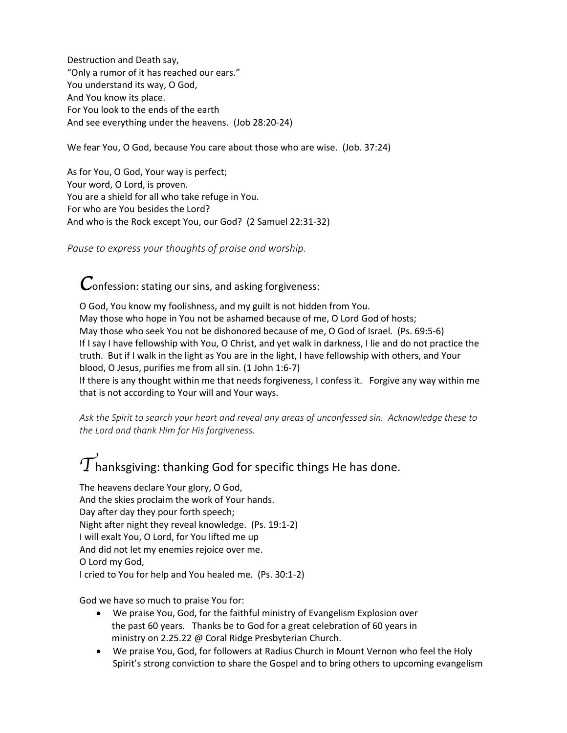Destruction and Death say,
"Only a rumor of it has reached our ears."
You understand its way, O God,
And You know its place.
For You look to the ends of the earth
And see everything under the heavens. (Job 28:20-24)

We fear You, O God, because You care about those who are wise. (Job. 37:24)

As for You, O God, Your way is perfect;
Your word, O Lord, is proven.
You are a shield for all who take refuge in You.
For who are You besides the Lord?
And who is the Rock except You, our God? (2 Samuel 22:31-32)

*Pause to express your thoughts of praise and worship.*

## Confession: stating our sins, and asking forgiveness:

O God, You know my foolishness, and my guilt is not hidden from You.
May those who hope in You not be ashamed because of me, O Lord God of hosts;
May those who seek You not be dishonored because of me, O God of Israel. (Ps. 69:5-6)
If I say I have fellowship with You, O Christ, and yet walk in darkness, I lie and do not practice the truth. But if I walk in the light as You are in the light, I have fellowship with others, and Your blood, O Jesus, purifies me from all sin. (1 John 1:6-7)
If there is any thought within me that needs forgiveness, I confess it. Forgive any way within me that is not according to Your will and Your ways.

*Ask the Spirit to search your heart and reveal any areas of unconfessed sin. Acknowledge these to the Lord and thank Him for His forgiveness.*

## Thanksgiving: thanking God for specific things He has done.

The heavens declare Your glory, O God,
And the skies proclaim the work of Your hands.
Day after day they pour forth speech;
Night after night they reveal knowledge. (Ps. 19:1-2)
I will exalt You, O Lord, for You lifted me up
And did not let my enemies rejoice over me.
O Lord my God,
I cried to You for help and You healed me. (Ps. 30:1-2)

God we have so much to praise You for:

- We praise You, God, for the faithful ministry of Evangelism Explosion over the past 60 years. Thanks be to God for a great celebration of 60 years in ministry on 2.25.22 @ Coral Ridge Presbyterian Church.
- We praise You, God, for followers at Radius Church in Mount Vernon who feel the Holy Spirit's strong conviction to share the Gospel and to bring others to upcoming evangelism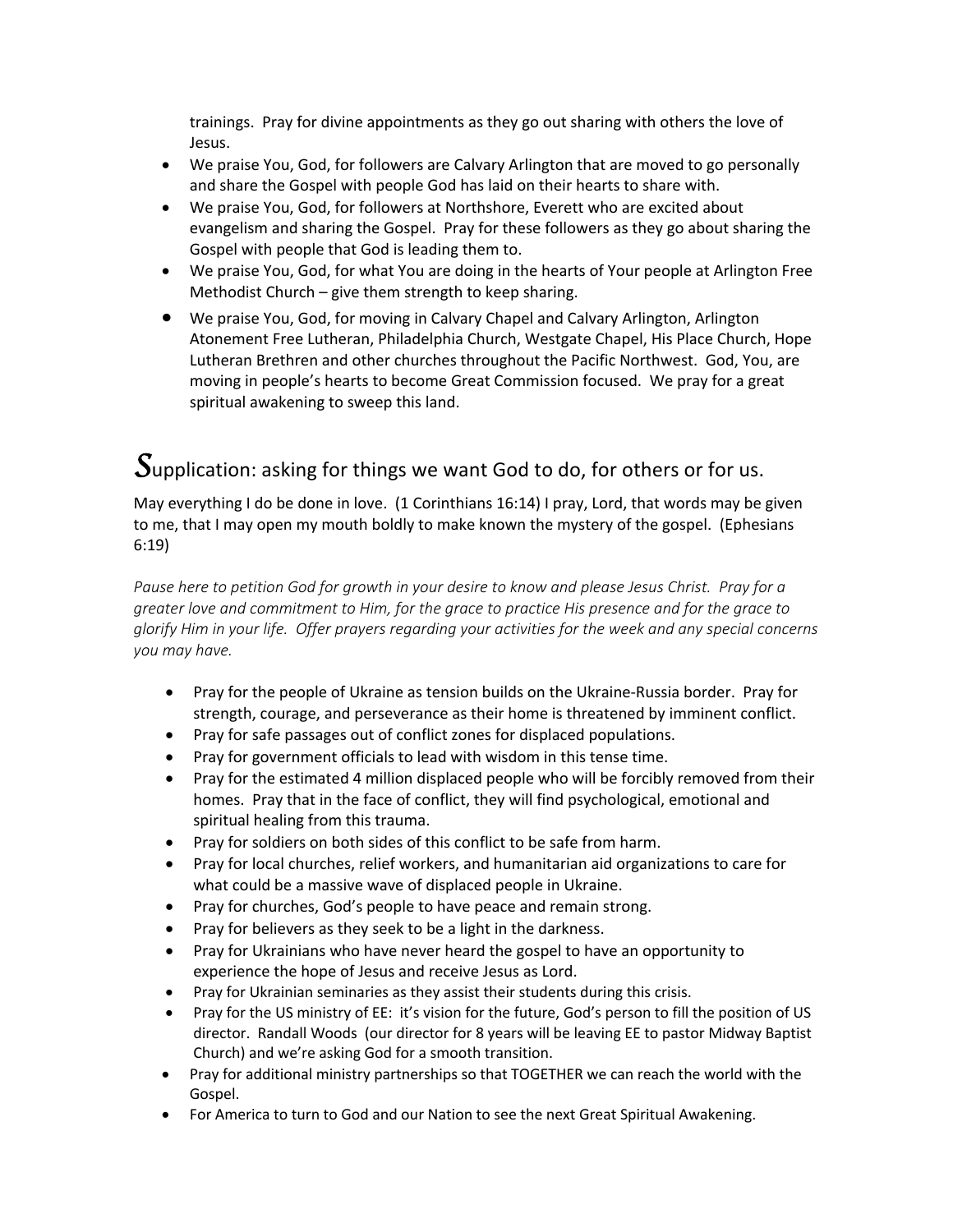trainings. Pray for divine appointments as they go out sharing with others the love of Jesus.

- We praise You, God, for followers are Calvary Arlington that are moved to go personally and share the Gospel with people God has laid on their hearts to share with.
- We praise You, God, for followers at Northshore, Everett who are excited about evangelism and sharing the Gospel. Pray for these followers as they go about sharing the Gospel with people that God is leading them to.
- We praise You, God, for what You are doing in the hearts of Your people at Arlington Free Methodist Church – give them strength to keep sharing.
- We praise You, God, for moving in Calvary Chapel and Calvary Arlington, Arlington Atonement Free Lutheran, Philadelphia Church, Westgate Chapel, His Place Church, Hope Lutheran Brethren and other churches throughout the Pacific Northwest. God, You, are moving in people's hearts to become Great Commission focused. We pray for a great spiritual awakening to sweep this land.

## *S*upplication: asking for things we want God to do, for others or for us.

May everything I do be done in love. (1 Corinthians 16:14) I pray, Lord, that words may be given to me, that I may open my mouth boldly to make known the mystery of the gospel. (Ephesians 6:19)

*Pause here to petition God for growth in your desire to know and please Jesus Christ. Pray for a greater love and commitment to Him, for the grace to practice His presence and for the grace to glorify Him in your life. Offer prayers regarding your activities for the week and any special concerns you may have.*

- Pray for the people of Ukraine as tension builds on the Ukraine-Russia border. Pray for strength, courage, and perseverance as their home is threatened by imminent conflict.
- Pray for safe passages out of conflict zones for displaced populations.
- Pray for government officials to lead with wisdom in this tense time.
- Pray for the estimated 4 million displaced people who will be forcibly removed from their homes. Pray that in the face of conflict, they will find psychological, emotional and spiritual healing from this trauma.
- Pray for soldiers on both sides of this conflict to be safe from harm.
- Pray for local churches, relief workers, and humanitarian aid organizations to care for what could be a massive wave of displaced people in Ukraine.
- Pray for churches, God's people to have peace and remain strong.
- Pray for believers as they seek to be a light in the darkness.
- Pray for Ukrainians who have never heard the gospel to have an opportunity to experience the hope of Jesus and receive Jesus as Lord.
- Pray for Ukrainian seminaries as they assist their students during this crisis.
- Pray for the US ministry of EE: it's vision for the future, God's person to fill the position of US director. Randall Woods (our director for 8 years will be leaving EE to pastor Midway Baptist Church) and we're asking God for a smooth transition.
- Pray for additional ministry partnerships so that TOGETHER we can reach the world with the Gospel.
- For America to turn to God and our Nation to see the next Great Spiritual Awakening.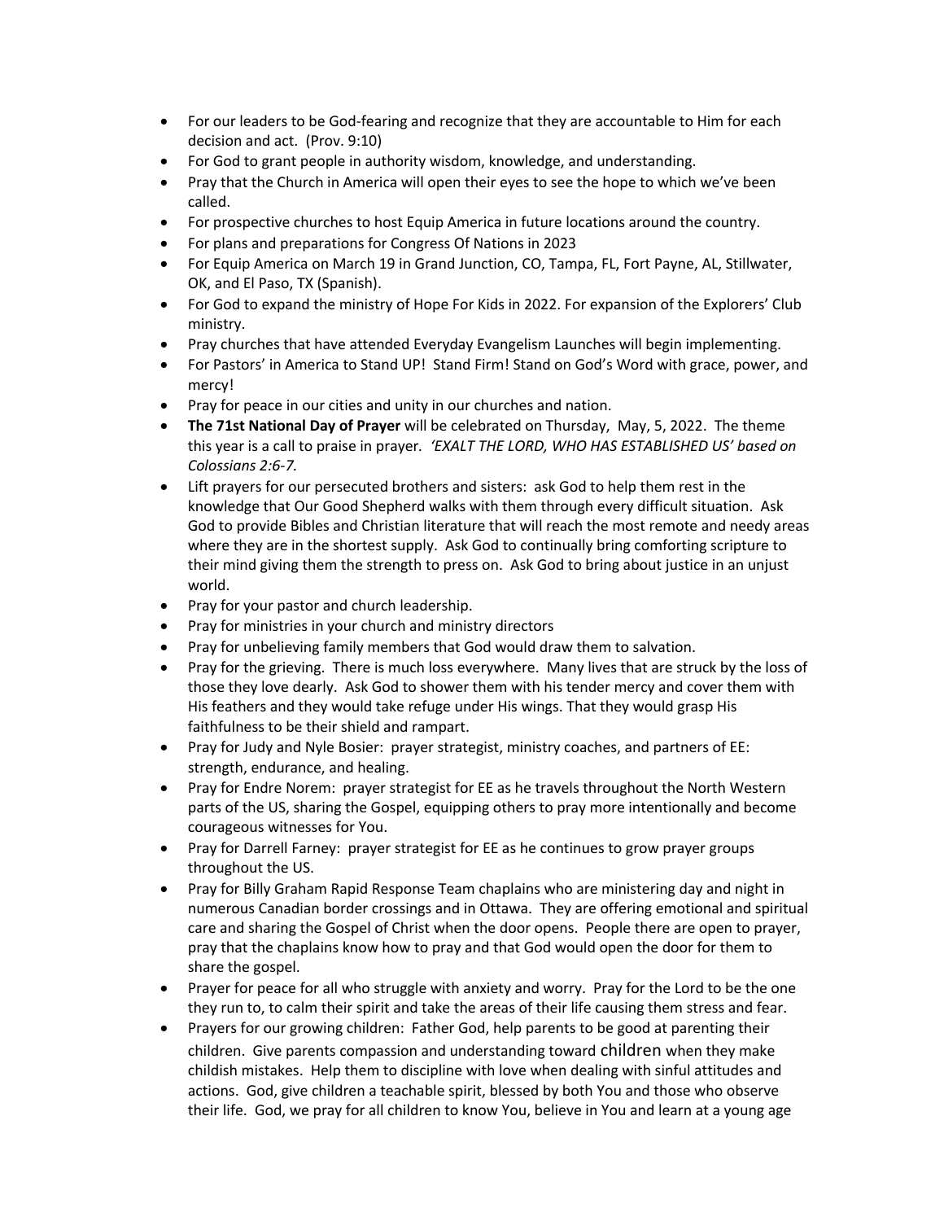- For our leaders to be God-fearing and recognize that they are accountable to Him for each decision and act. (Prov. 9:10)
- For God to grant people in authority wisdom, knowledge, and understanding.
- Pray that the Church in America will open their eyes to see the hope to which we've been called.
- For prospective churches to host Equip America in future locations around the country.
- For plans and preparations for Congress Of Nations in 2023
- For Equip America on March 19 in Grand Junction, CO, Tampa, FL, Fort Payne, AL, Stillwater, OK, and El Paso, TX (Spanish).
- For God to expand the ministry of Hope For Kids in 2022. For expansion of the Explorers' Club ministry.
- Pray churches that have attended Everyday Evangelism Launches will begin implementing.
- For Pastors' in America to Stand UP! Stand Firm! Stand on God's Word with grace, power, and mercy!
- Pray for peace in our cities and unity in our churches and nation.
- **The 71st National Day of Prayer** will be celebrated on Thursday, May, 5, 2022. The theme this year is a call to praise in prayer. *'EXALT THE LORD, WHO HAS ESTABLISHED US' based on Colossians 2:6-7.*
- Lift prayers for our persecuted brothers and sisters: ask God to help them rest in the knowledge that Our Good Shepherd walks with them through every difficult situation. Ask God to provide Bibles and Christian literature that will reach the most remote and needy areas where they are in the shortest supply. Ask God to continually bring comforting scripture to their mind giving them the strength to press on. Ask God to bring about justice in an unjust world.
- Pray for your pastor and church leadership.
- Pray for ministries in your church and ministry directors
- Pray for unbelieving family members that God would draw them to salvation.
- Pray for the grieving. There is much loss everywhere. Many lives that are struck by the loss of those they love dearly. Ask God to shower them with his tender mercy and cover them with His feathers and they would take refuge under His wings. That they would grasp His faithfulness to be their shield and rampart.
- Pray for Judy and Nyle Bosier: prayer strategist, ministry coaches, and partners of EE: strength, endurance, and healing.
- Pray for Endre Norem: prayer strategist for EE as he travels throughout the North Western parts of the US, sharing the Gospel, equipping others to pray more intentionally and become courageous witnesses for You.
- Pray for Darrell Farney: prayer strategist for EE as he continues to grow prayer groups throughout the US.
- Pray for Billy Graham Rapid Response Team chaplains who are ministering day and night in numerous Canadian border crossings and in Ottawa. They are offering emotional and spiritual care and sharing the Gospel of Christ when the door opens. People there are open to prayer, pray that the chaplains know how to pray and that God would open the door for them to share the gospel.
- Prayer for peace for all who struggle with anxiety and worry. Pray for the Lord to be the one they run to, to calm their spirit and take the areas of their life causing them stress and fear.
- Prayers for our growing children: Father God, help parents to be good at parenting their children. Give parents compassion and understanding toward children when they make childish mistakes. Help them to discipline with love when dealing with sinful attitudes and actions. God, give children a teachable spirit, blessed by both You and those who observe their life. God, we pray for all children to know You, believe in You and learn at a young age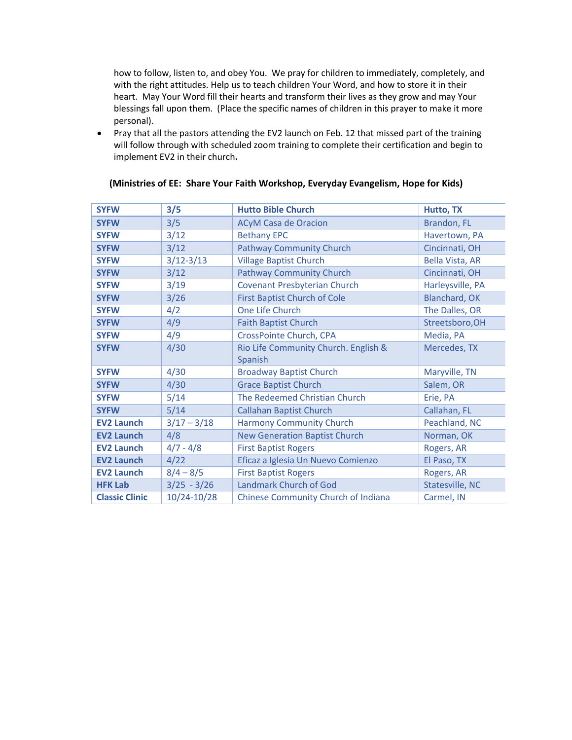how to follow, listen to, and obey You. We pray for children to immediately, completely, and with the right attitudes. Help us to teach children Your Word, and how to store it in their heart. May Your Word fill their hearts and transform their lives as they grow and may Your blessings fall upon them. (Place the specific names of children in this prayer to make it more personal).

- Pray that all the pastors attending the EV2 launch on Feb. 12 that missed part of the training will follow through with scheduled zoom training to complete their certification and begin to implement EV2 in their church.

**(Ministries of EE: Share Your Faith Workshop, Everyday Evangelism, Hope for Kids)**

| **SYFW** | **3/5** | **Hutto Bible Church** | **Hutto, TX** |
|---|---|---|---|
| **SYFW** | 3/5 | ACyM Casa de Oracion | Brandon, FL |
| **SYFW** | 3/12 | Bethany EPC | Havertown, PA |
| **SYFW** | 3/12 | Pathway Community Church | Cincinnati, OH |
| **SYFW** | 3/12-3/13 | Village Baptist Church | Bella Vista, AR |
| **SYFW** | 3/12 | Pathway Community Church | Cincinnati, OH |
| **SYFW** | 3/19 | Covenant Presbyterian Church | Harleysville, PA |
| **SYFW** | 3/26 | First Baptist Church of Cole | Blanchard, OK |
| **SYFW** | 4/2 | One Life Church | The Dalles, OR |
| **SYFW** | 4/9 | Faith Baptist Church | Streetsboro,OH |
| **SYFW** | 4/9 | CrossPointe Church, CPA | Media, PA |
| **SYFW** | 4/30 | Rio Life Community Church. English & Spanish | Mercedes, TX |
| **SYFW** | 4/30 | Broadway Baptist Church | Maryville, TN |
| **SYFW** | 4/30 | Grace Baptist Church | Salem, OR |
| **SYFW** | 5/14 | The Redeemed Christian Church | Erie, PA |
| **SYFW** | 5/14 | Callahan Baptist Church | Callahan, FL |
| **EV2 Launch** | 3/17 – 3/18 | Harmony Community Church | Peachland, NC |
| **EV2 Launch** | 4/8 | New Generation Baptist Church | Norman, OK |
| **EV2 Launch** | 4/7 - 4/8 | First Baptist Rogers | Rogers, AR |
| **EV2 Launch** | 4/22 | Eficaz a Iglesia Un Nuevo Comienzo | El Paso, TX |
| **EV2 Launch** | 8/4 – 8/5 | First Baptist Rogers | Rogers, AR |
| **HFK Lab** | 3/25 - 3/26 | Landmark Church of God | Statesville, NC |
| **Classic Clinic** | 10/24-10/28 | Chinese Community Church of Indiana | Carmel, IN |